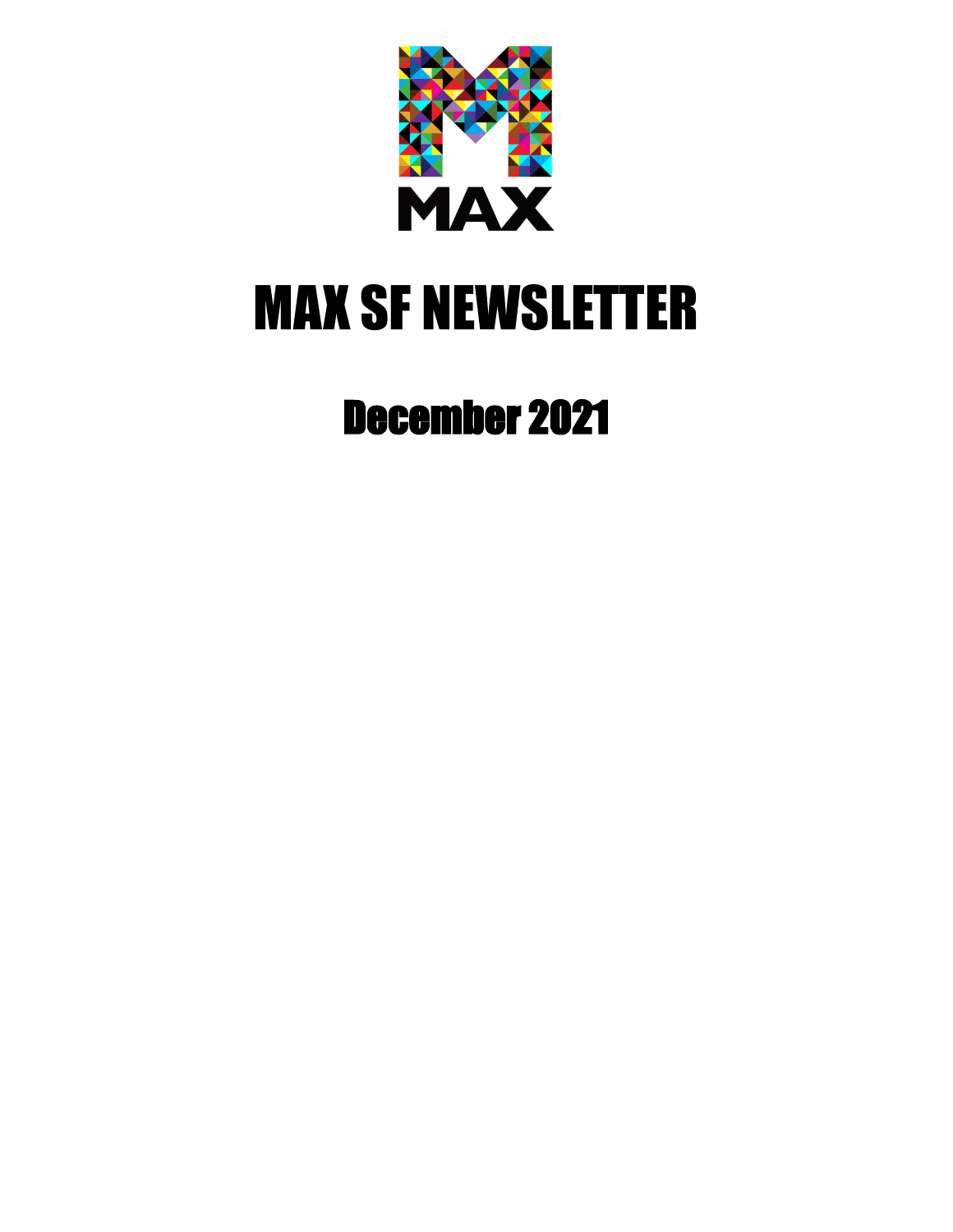MAX

# MAX SF NEWSLETTER

## December 2021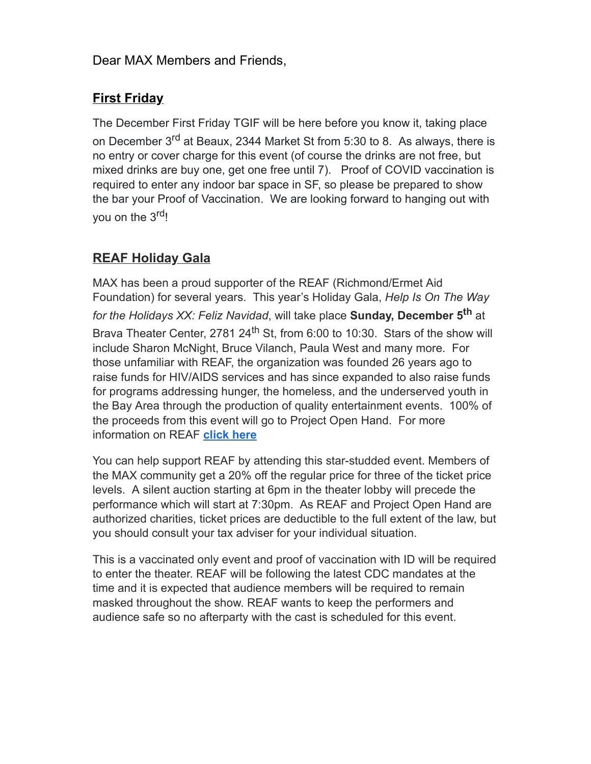Dear MAX Members and Friends,

## First Friday

The December First Friday TGIF will be here before you know it, taking place on December 3rd at Beaux, 2344 Market St from 5:30 to 8. As always, there is no entry or cover charge for this event (of course the drinks are not free, but mixed drinks are buy one, get one free until 7). Proof of COVID vaccination is required to enter any indoor bar space in SF, so please be prepared to show the bar your Proof of Vaccination. We are looking forward to hanging out with you on the 3rd!

## REAF Holiday Gala

MAX has been a proud supporter of the REAF (Richmond/Ermet Aid Foundation) for several years. This year's Holiday Gala, *Help Is On The Way for the Holidays XX: Feliz Navidad*, will take place **Sunday, December 5th** at Brava Theater Center, 2781 24th St, from 6:00 to 10:30. Stars of the show will include Sharon McNight, Bruce Vilanch, Paula West and many more. For those unfamiliar with REAF, the organization was founded 26 years ago to raise funds for HIV/AIDS services and has since expanded to also raise funds for programs addressing hunger, the homeless, and the underserved youth in the Bay Area through the production of quality entertainment events. 100% of the proceeds from this event will go to Project Open Hand. For more information on REAF **click here**

You can help support REAF by attending this star-studded event. Members of the MAX community get a 20% off the regular price for three of the ticket price levels. A silent auction starting at 6pm in the theater lobby will precede the performance which will start at 7:30pm. As REAF and Project Open Hand are authorized charities, ticket prices are deductible to the full extent of the law, but you should consult your tax adviser for your individual situation.

This is a vaccinated only event and proof of vaccination with ID will be required to enter the theater. REAF will be following the latest CDC mandates at the time and it is expected that audience members will be required to remain masked throughout the show. REAF wants to keep the performers and audience safe so no afterparty with the cast is scheduled for this event.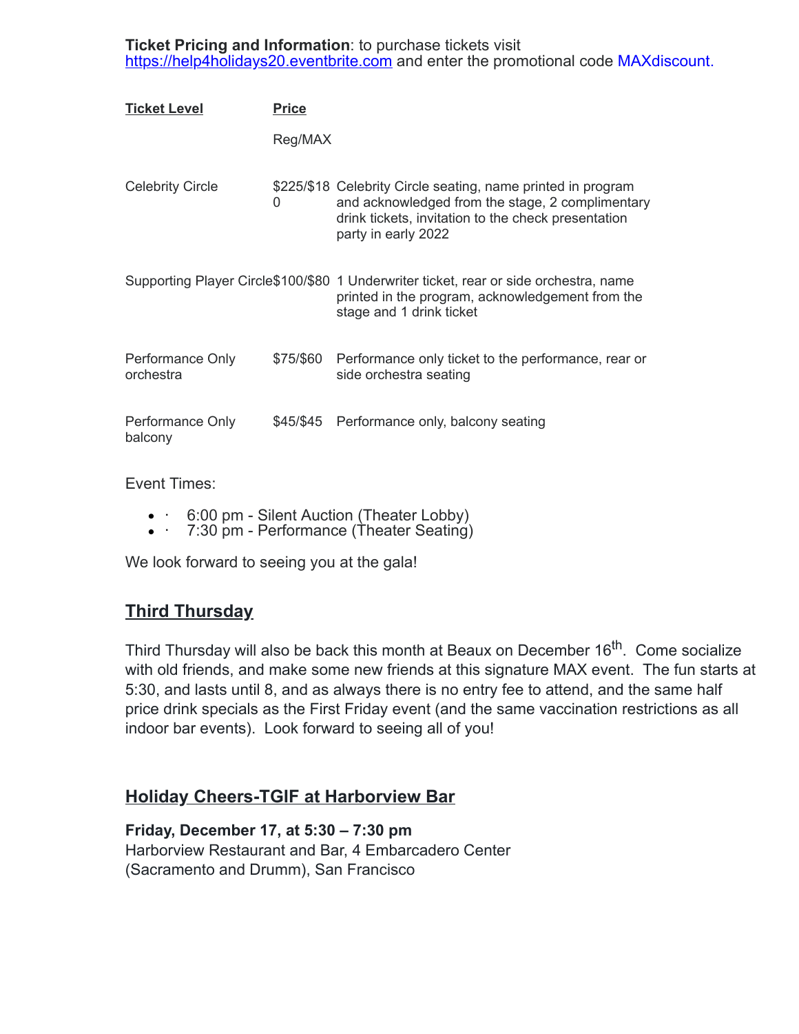**Ticket Pricing and Information**: to purchase tickets visit https://help4holidays20.eventbrite.com and enter the promotional code MAXdiscount.

| Ticket Level | Price<br>Reg/MAX | |
|---|---|---|
| Celebrity Circle | $225/$180 | Celebrity Circle seating, name printed in program and acknowledged from the stage, 2 complimentary drink tickets, invitation to the check presentation party in early 2022 |
| Supporting Player Circle | $100/$80 | 1 Underwriter ticket, rear or side orchestra, name printed in the program, acknowledgement from the stage and 1 drink ticket |
| Performance Only orchestra | $75/$60 | Performance only ticket to the performance, rear or side orchestra seating |
| Performance Only balcony | $45/$45 | Performance only, balcony seating |

Event Times:

- 6:00 pm - Silent Auction (Theater Lobby)
- 7:30 pm - Performance (Theater Seating)

We look forward to seeing you at the gala!

## Third Thursday

Third Thursday will also be back this month at Beaux on December 16th. Come socialize with old friends, and make some new friends at this signature MAX event. The fun starts at 5:30, and lasts until 8, and as always there is no entry fee to attend, and the same half price drink specials as the First Friday event (and the same vaccination restrictions as all indoor bar events). Look forward to seeing all of you!

## Holiday Cheers-TGIF at Harborview Bar

**Friday, December 17, at 5:30 – 7:30 pm**
Harborview Restaurant and Bar, 4 Embarcadero Center (Sacramento and Drumm), San Francisco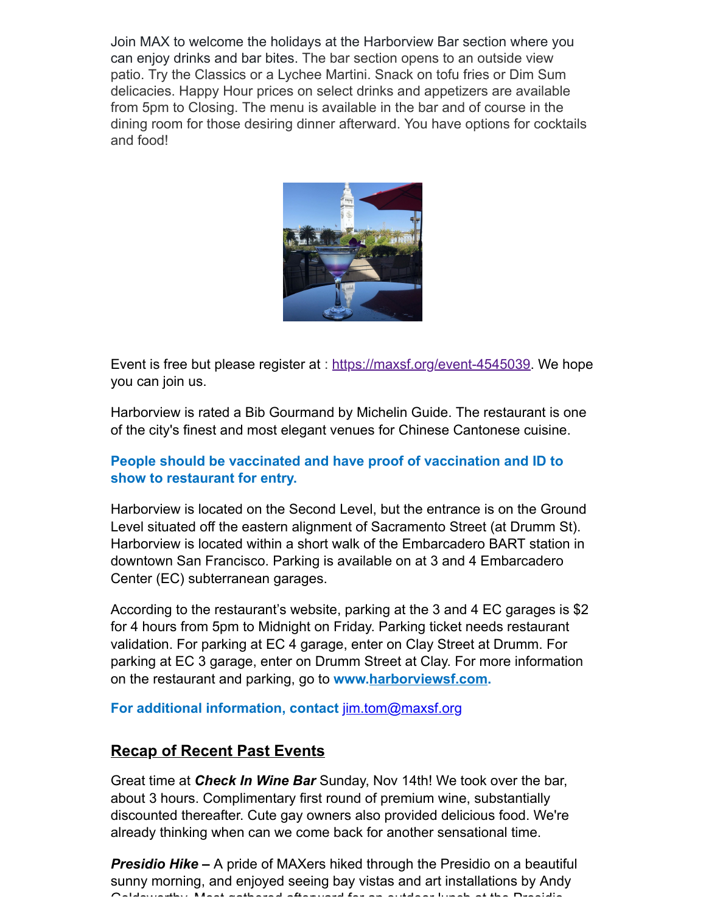Join MAX to welcome the holidays at the Harborview Bar section where you can enjoy drinks and bar bites. The bar section opens to an outside view patio. Try the Classics or a Lychee Martini. Snack on tofu fries or Dim Sum delicacies. Happy Hour prices on select drinks and appetizers are available from 5pm to Closing. The menu is available in the bar and of course in the dining room for those desiring dinner afterward. You have options for cocktails and food!

Event is free but please register at : [https://maxsf.org/event-4545039](https://maxsf.org/event-4545039). We hope you can join us.

Harborview is rated a Bib Gourmand by Michelin Guide. The restaurant is one of the city's finest and most elegant venues for Chinese Cantonese cuisine.

**People should be vaccinated and have proof of vaccination and ID to show to restaurant for entry.**

Harborview is located on the Second Level, but the entrance is on the Ground Level situated off the eastern alignment of Sacramento Street (at Drumm St). Harborview is located within a short walk of the Embarcadero BART station in downtown San Francisco. Parking is available on at 3 and 4 Embarcadero Center (EC) subterranean garages.

According to the restaurant's website, parking at the 3 and 4 EC garages is $2 for 4 hours from 5pm to Midnight on Friday. Parking ticket needs restaurant validation. For parking at EC 4 garage, enter on Clay Street at Drumm. For parking at EC 3 garage, enter on Drumm Street at Clay. For more information on the restaurant and parking, go to **www.[harborviewsf.com](http://www.harborviewsf.com).**

**For additional information, contact** [jim.tom@maxsf.org](mailto:jim.tom@maxsf.org)

## Recap of Recent Past Events

Great time at ***Check In Wine Bar*** Sunday, Nov 14th! We took over the bar, about 3 hours. Complimentary first round of premium wine, substantially discounted thereafter. Cute gay owners also provided delicious food. We're already thinking when can we come back for another sensational time.

***Presidio Hike –*** A pride of MAXers hiked through the Presidio on a beautiful sunny morning, and enjoyed seeing bay vistas and art installations by Andy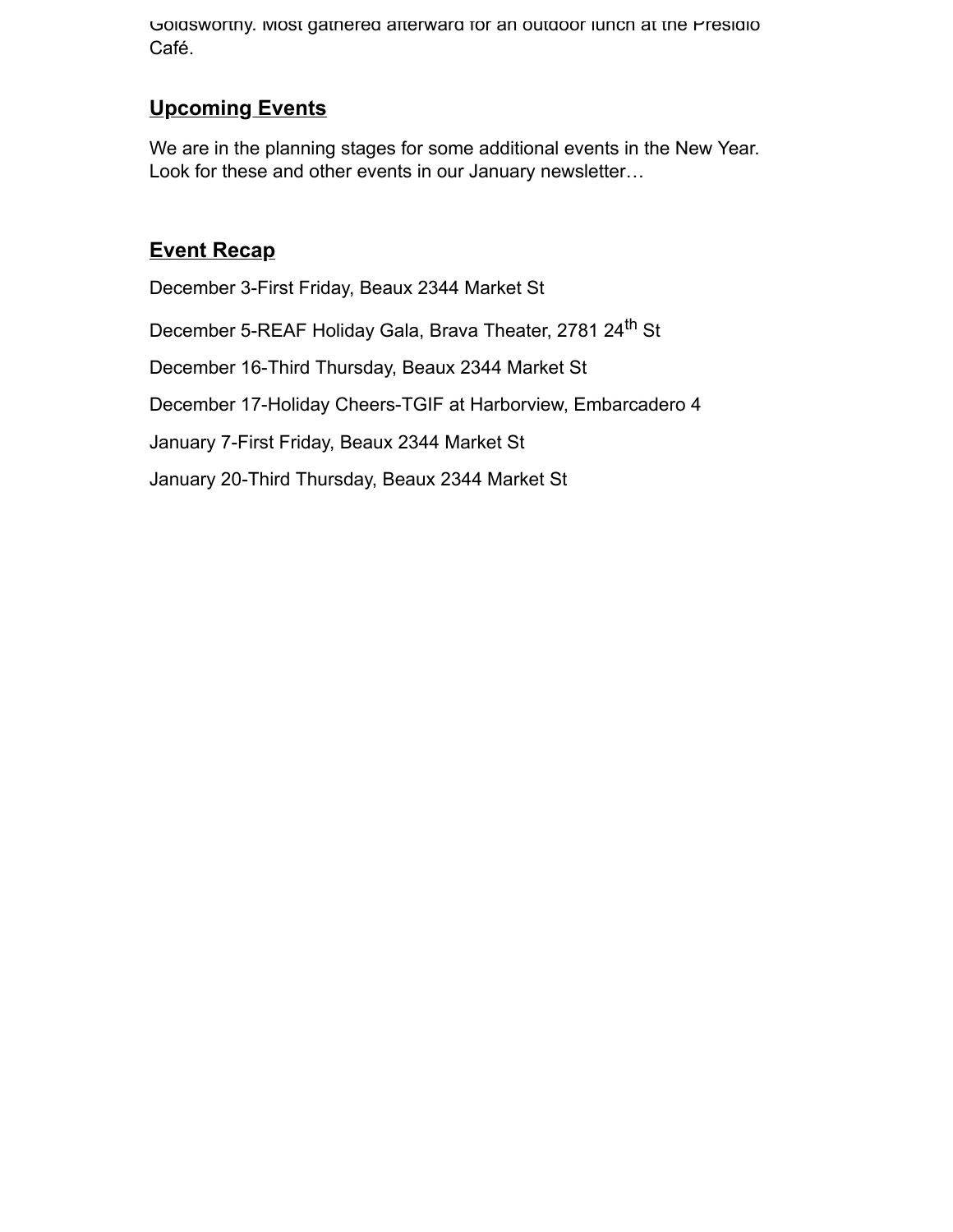Goldsworthy. Most gathered afterward for an outdoor lunch at the Presidio Café.

## Upcoming Events

We are in the planning stages for some additional events in the New Year. Look for these and other events in our January newsletter…

## Event Recap

December 3-First Friday, Beaux 2344 Market St

December 5-REAF Holiday Gala, Brava Theater, 2781 24th St

December 16-Third Thursday, Beaux 2344 Market St

December 17-Holiday Cheers-TGIF at Harborview, Embarcadero 4

January 7-First Friday, Beaux 2344 Market St

January 20-Third Thursday, Beaux 2344 Market St